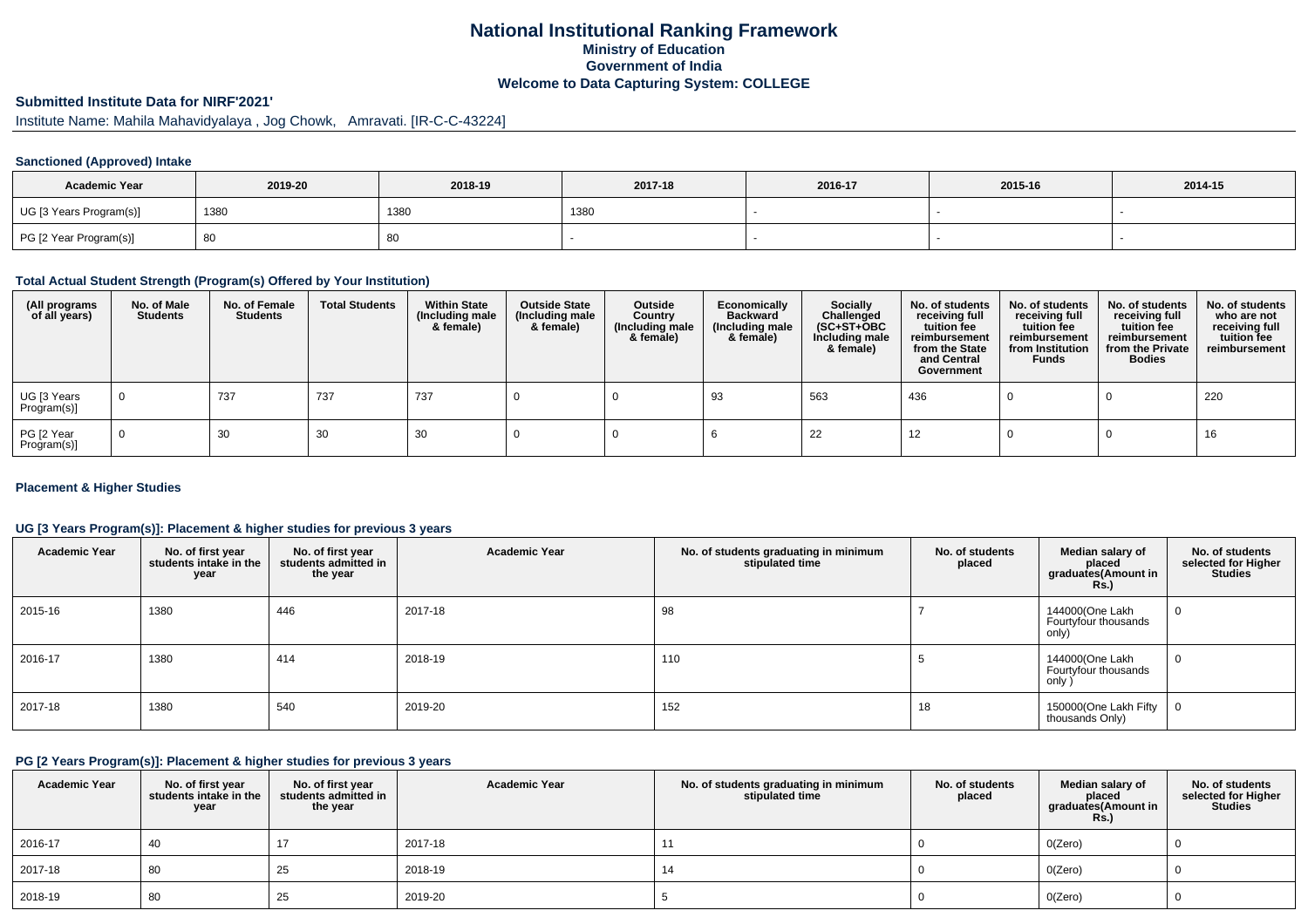# National Institutional Ranking Framework
## Ministry of Education
## Government of India
## Welcome to Data Capturing System: COLLEGE

### Submitted Institute Data for NIRF'2021'

Institute Name: Mahila Mahavidyalaya , Jog Chowk, Amravati. [IR-C-C-43224]

#### Sanctioned (Approved) Intake

| Academic Year | 2019-20 | 2018-19 | 2017-18 | 2016-17 | 2015-16 | 2014-15 |
|---|---|---|---|---|---|---|
| UG [3 Years Program(s)] | 1380 | 1380 | 1380 | - | - | - |
| PG [2 Year Program(s)] | 80 | 80 | - | - | - | - |

#### Total Actual Student Strength (Program(s) Offered by Your Institution)

| (All programs of all years) | No. of Male Students | No. of Female Students | Total Students | Within State (Including male & female) | Outside State (Including male & female) | Outside Country (Including male & female) | Economically Backward (Including male & female) | Socially Challenged (SC+ST+OBC Including male & female) | No. of students receiving full tuition fee reimbursement from the State and Central Government | No. of students receiving full tuition fee reimbursement from Institution Funds | No. of students receiving full tuition fee reimbursement from the Private Bodies | No. of students who are not receiving full tuition fee reimbursement |
|---|---|---|---|---|---|---|---|---|---|---|---|---|
| UG [3 Years Program(s)] | 0 | 737 | 737 | 737 | 0 | 0 | 93 | 563 | 436 | 0 | 0 | 220 |
| PG [2 Year Program(s)] | 0 | 30 | 30 | 30 | 0 | 0 | 6 | 22 | 12 | 0 | 0 | 16 |

#### Placement & Higher Studies

#### UG [3 Years Program(s)]: Placement & higher studies for previous 3 years

| Academic Year | No. of first year students intake in the year | No. of first year students admitted in the year | Academic Year | No. of students graduating in minimum stipulated time | No. of students placed | Median salary of placed graduates(Amount in Rs.) | No. of students selected for Higher Studies |
|---|---|---|---|---|---|---|---|
| 2015-16 | 1380 | 446 | 2017-18 | 98 | 7 | 144000(One Lakh Fourtyfour thousands only) | 0 |
| 2016-17 | 1380 | 414 | 2018-19 | 110 | 5 | 144000(One Lakh Fourtyfour thousands only ) | 0 |
| 2017-18 | 1380 | 540 | 2019-20 | 152 | 18 | 150000(One Lakh Fifty thousands Only) | 0 |

#### PG [2 Years Program(s)]: Placement & higher studies for previous 3 years

| Academic Year | No. of first year students intake in the year | No. of first year students admitted in the year | Academic Year | No. of students graduating in minimum stipulated time | No. of students placed | Median salary of placed graduates(Amount in Rs.) | No. of students selected for Higher Studies |
|---|---|---|---|---|---|---|---|
| 2016-17 | 40 | 17 | 2017-18 | 11 | 0 | 0(Zero) | 0 |
| 2017-18 | 80 | 25 | 2018-19 | 14 | 0 | 0(Zero) | 0 |
| 2018-19 | 80 | 25 | 2019-20 | 5 | 0 | 0(Zero) | 0 |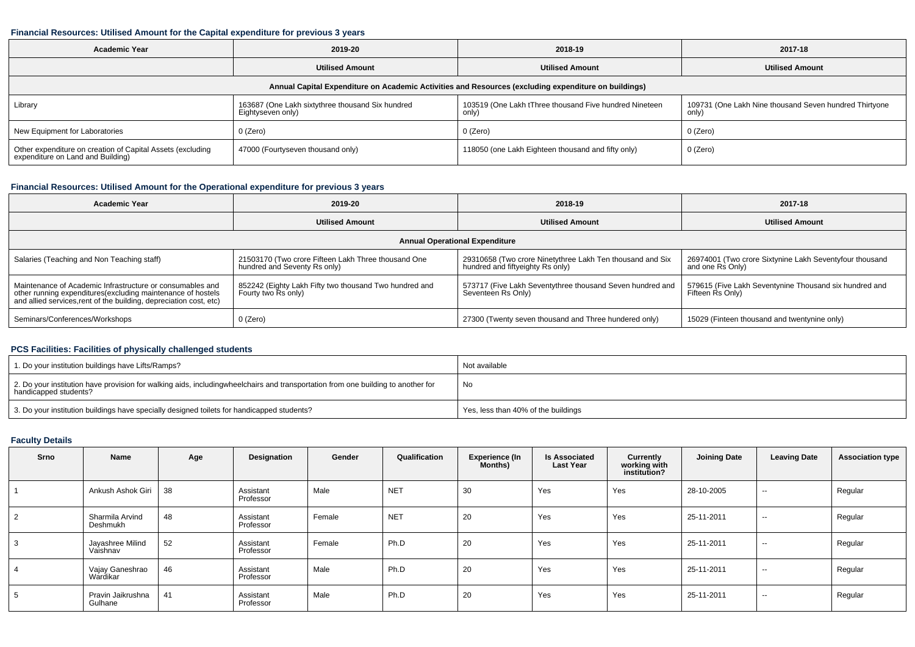### Financial Resources: Utilised Amount for the Capital expenditure for previous 3 years

| Academic Year | 2019-20 | 2018-19 | 2017-18 |
|---|---|---|---|
| | Utilised Amount | Utilised Amount | Utilised Amount |
| Annual Capital Expenditure on Academic Activities and Resources (excluding expenditure on buildings) | | | |
| Library | 163687 (One Lakh sixtythree thousand Six hundred Eightyseven only) | 103519 (One Lakh tThree thousand Five hundred Nineteen only) | 109731 (One Lakh Nine thousand Seven hundred Thirtyone only) |
| New Equipment for Laboratories | 0 (Zero) | 0 (Zero) | 0 (Zero) |
| Other expenditure on creation of Capital Assets (excluding expenditure on Land and Building) | 47000 (Fourtyseven thousand only) | 118050 (one Lakh Eighteen thousand and fifty only) | 0 (Zero) |

### Financial Resources: Utilised Amount for the Operational expenditure for previous 3 years

| Academic Year | 2019-20 | 2018-19 | 2017-18 |
|---|---|---|---|
| | Utilised Amount | Utilised Amount | Utilised Amount |
| Annual Operational Expenditure | | | |
| Salaries (Teaching and Non Teaching staff) | 21503170 (Two crore Fifteen Lakh Three thousand One hundred and Seventy Rs only) | 29310658 (Two crore Ninetythree Lakh Ten thousand and Six hundred and fiftyeight Rs only) | 26974001 (Two crore Sixtynine Lakh Seventyfour thousand and one Rs Only) |
| Maintenance of Academic Infrastructure or consumables and other running expenditures(excluding maintenance of hostels and allied services,rent of the building, depreciation cost, etc) | 852242 (Eighty Lakh Fifty two thousand Two hundred and Fourty two Rs only) | 573717 (Five Lakh Seventythree thousand Seven hundred and Seventeen Rs Only) | 579615 (Five Lakh Seventynine Thousand six hundred and Fifteen Rs Only) |
| Seminars/Conferences/Workshops | 0 (Zero) | 27300 (Twenty seven thousand and Three hundered only) | 15029 (Finteen thousand and twentynine only) |

### PCS Facilities: Facilities of physically challenged students

| | |
|---|---|
| 1. Do your institution buildings have Lifts/Ramps? | Not available |
| 2. Do your institution have provision for walking aids, includingwheelchairs and transportation from one building to another for handicapped students? | No |
| 3. Do your institution buildings have specially designed toilets for handicapped students? | Yes, less than 40% of the buildings |

### Faculty Details

| Srno | Name | Age | Designation | Gender | Qualification | Experience (In Months) | Is Associated Last Year | Currently working with institution? | Joining Date | Leaving Date | Association type |
|---|---|---|---|---|---|---|---|---|---|---|---|
| 1 | Ankush Ashok Giri | 38 | Assistant Professor | Male | NET | 30 | Yes | Yes | 28-10-2005 | -- | Regular |
| 2 | Sharmila Arvind Deshmukh | 48 | Assistant Professor | Female | NET | 20 | Yes | Yes | 25-11-2011 | -- | Regular |
| 3 | Jayashree Milind Vaishnav | 52 | Assistant Professor | Female | Ph.D | 20 | Yes | Yes | 25-11-2011 | -- | Regular |
| 4 | Vajay Ganeshrao Wardikar | 46 | Assistant Professor | Male | Ph.D | 20 | Yes | Yes | 25-11-2011 | -- | Regular |
| 5 | Pravin Jaikrushna Gulhane | 41 | Assistant Professor | Male | Ph.D | 20 | Yes | Yes | 25-11-2011 | -- | Regular |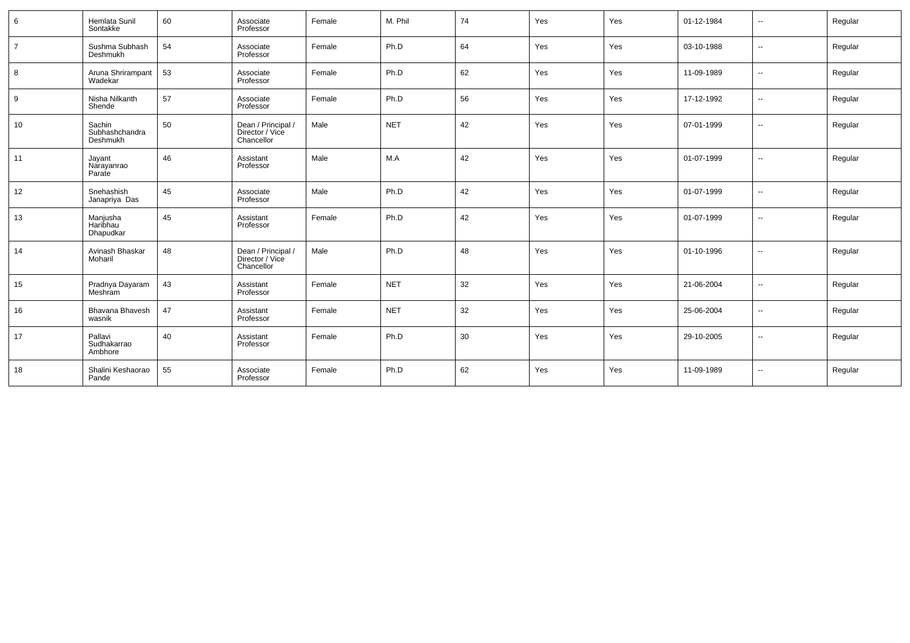| | | | | | | | | | | | |
|---|---|---|---|---|---|---|---|---|---|---|---|
| 6 | Hemlata Sunil Sontakke | 60 | Associate Professor | Female | M. Phil | 74 | Yes | Yes | 01-12-1984 | -- | Regular |
| 7 | Sushma Subhash Deshmukh | 54 | Associate Professor | Female | Ph.D | 64 | Yes | Yes | 03-10-1988 | -- | Regular |
| 8 | Aruna Shrirampant Wadekar | 53 | Associate Professor | Female | Ph.D | 62 | Yes | Yes | 11-09-1989 | -- | Regular |
| 9 | Nisha Nilkanth Shende | 57 | Associate Professor | Female | Ph.D | 56 | Yes | Yes | 17-12-1992 | -- | Regular |
| 10 | Sachin Subhashchandra Deshmukh | 50 | Dean / Principal / Director / Vice Chancellor | Male | NET | 42 | Yes | Yes | 07-01-1999 | -- | Regular |
| 11 | Jayant Narayanrao Parate | 46 | Assistant Professor | Male | M.A | 42 | Yes | Yes | 01-07-1999 | -- | Regular |
| 12 | Snehashish Janapriya Das | 45 | Associate Professor | Male | Ph.D | 42 | Yes | Yes | 01-07-1999 | -- | Regular |
| 13 | Manjusha Haribhau Dhapudkar | 45 | Assistant Professor | Female | Ph.D | 42 | Yes | Yes | 01-07-1999 | -- | Regular |
| 14 | Avinash Bhaskar Moharil | 48 | Dean / Principal / Director / Vice Chancellor | Male | Ph.D | 48 | Yes | Yes | 01-10-1996 | -- | Regular |
| 15 | Pradnya Dayaram Meshram | 43 | Assistant Professor | Female | NET | 32 | Yes | Yes | 21-06-2004 | -- | Regular |
| 16 | Bhavana Bhavesh wasnik | 47 | Assistant Professor | Female | NET | 32 | Yes | Yes | 25-06-2004 | -- | Regular |
| 17 | Pallavi Sudhakarrao Ambhore | 40 | Assistant Professor | Female | Ph.D | 30 | Yes | Yes | 29-10-2005 | -- | Regular |
| 18 | Shalini Keshaorao Pande | 55 | Associate Professor | Female | Ph.D | 62 | Yes | Yes | 11-09-1989 | -- | Regular |